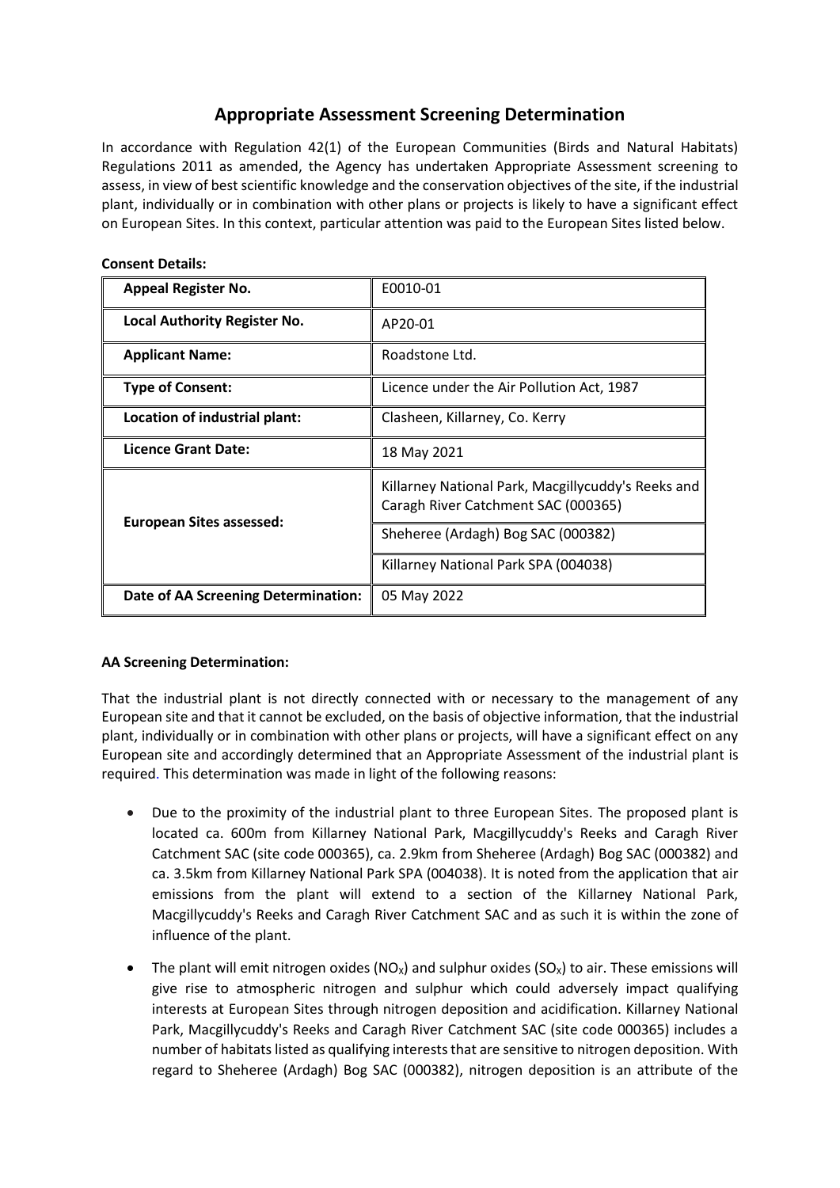# Appropriate Assessment Screening Determination

In accordance with Regulation 42(1) of the European Communities (Birds and Natural Habitats) Regulations 2011 as amended, the Agency has undertaken Appropriate Assessment screening to assess, in view of best scientific knowledge and the conservation objectives of the site, if the industrial plant, individually or in combination with other plans or projects is likely to have a significant effect on European Sites. In this context, particular attention was paid to the European Sites listed below.

**Consent Details:**

| | |
|---|---|
| **Appeal Register No.** | E0010-01 |
| **Local Authority Register No.** | AP20-01 |
| **Applicant Name:** | Roadstone Ltd. |
| **Type of Consent:** | Licence under the Air Pollution Act, 1987 |
| **Location of industrial plant:** | Clasheen, Killarney, Co. Kerry |
| **Licence Grant Date:** | 18 May 2021 |
| **European Sites assessed:** | Killarney National Park, Macgillycuddy's Reeks and Caragh River Catchment SAC (000365) |
| | Sheheree (Ardagh) Bog SAC (000382) |
| | Killarney National Park SPA (004038) |
| **Date of AA Screening Determination:** | 05 May 2022 |

**AA Screening Determination:**

That the industrial plant is not directly connected with or necessary to the management of any European site and that it cannot be excluded, on the basis of objective information, that the industrial plant, individually or in combination with other plans or projects, will have a significant effect on any European site and accordingly determined that an Appropriate Assessment of the industrial plant is required. This determination was made in light of the following reasons:

- Due to the proximity of the industrial plant to three European Sites. The proposed plant is located ca. 600m from Killarney National Park, Macgillycuddy's Reeks and Caragh River Catchment SAC (site code 000365), ca. 2.9km from Sheheree (Ardagh) Bog SAC (000382) and ca. 3.5km from Killarney National Park SPA (004038). It is noted from the application that air emissions from the plant will extend to a section of the Killarney National Park, Macgillycuddy's Reeks and Caragh River Catchment SAC and as such it is within the zone of influence of the plant.
- The plant will emit nitrogen oxides ($NO_X$) and sulphur oxides ($SO_X$) to air. These emissions will give rise to atmospheric nitrogen and sulphur which could adversely impact qualifying interests at European Sites through nitrogen deposition and acidification. Killarney National Park, Macgillycuddy's Reeks and Caragh River Catchment SAC (site code 000365) includes a number of habitats listed as qualifying interests that are sensitive to nitrogen deposition. With regard to Sheheree (Ardagh) Bog SAC (000382), nitrogen deposition is an attribute of the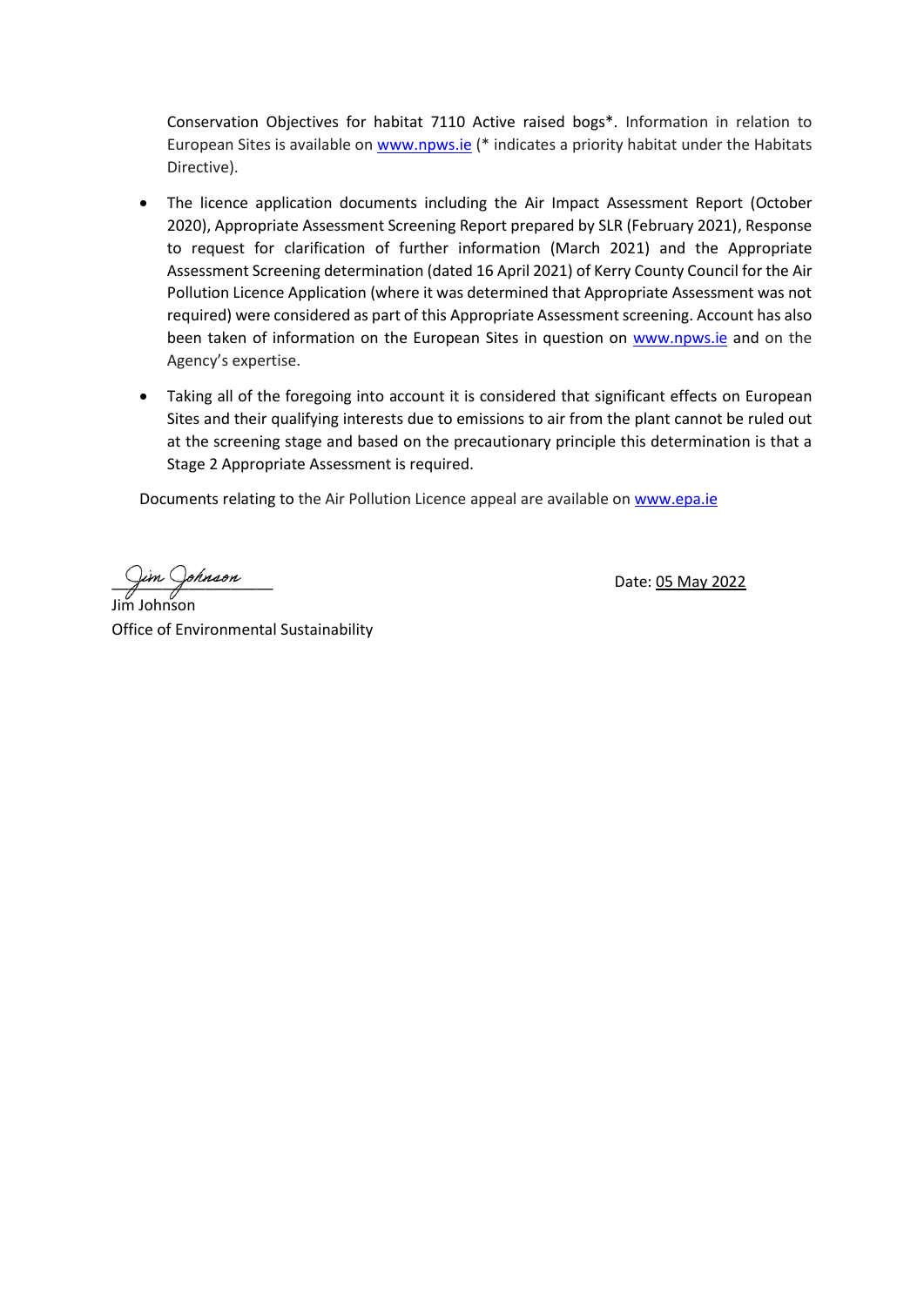Conservation Objectives for habitat 7110 Active raised bogs*. Information in relation to European Sites is available on www.npws.ie (* indicates a priority habitat under the Habitats Directive).

- The licence application documents including the Air Impact Assessment Report (October 2020), Appropriate Assessment Screening Report prepared by SLR (February 2021), Response to request for clarification of further information (March 2021) and the Appropriate Assessment Screening determination (dated 16 April 2021) of Kerry County Council for the Air Pollution Licence Application (where it was determined that Appropriate Assessment was not required) were considered as part of this Appropriate Assessment screening. Account has also been taken of information on the European Sites in question on www.npws.ie and on the Agency's expertise.

- Taking all of the foregoing into account it is considered that significant effects on European Sites and their qualifying interests due to emissions to air from the plant cannot be ruled out at the screening stage and based on the precautionary principle this determination is that a Stage 2 Appropriate Assessment is required.

Documents relating to the Air Pollution Licence appeal are available on www.epa.ie

Jim Johnson

Jim Johnson
Office of Environmental Sustainability

Date: 05 May 2022